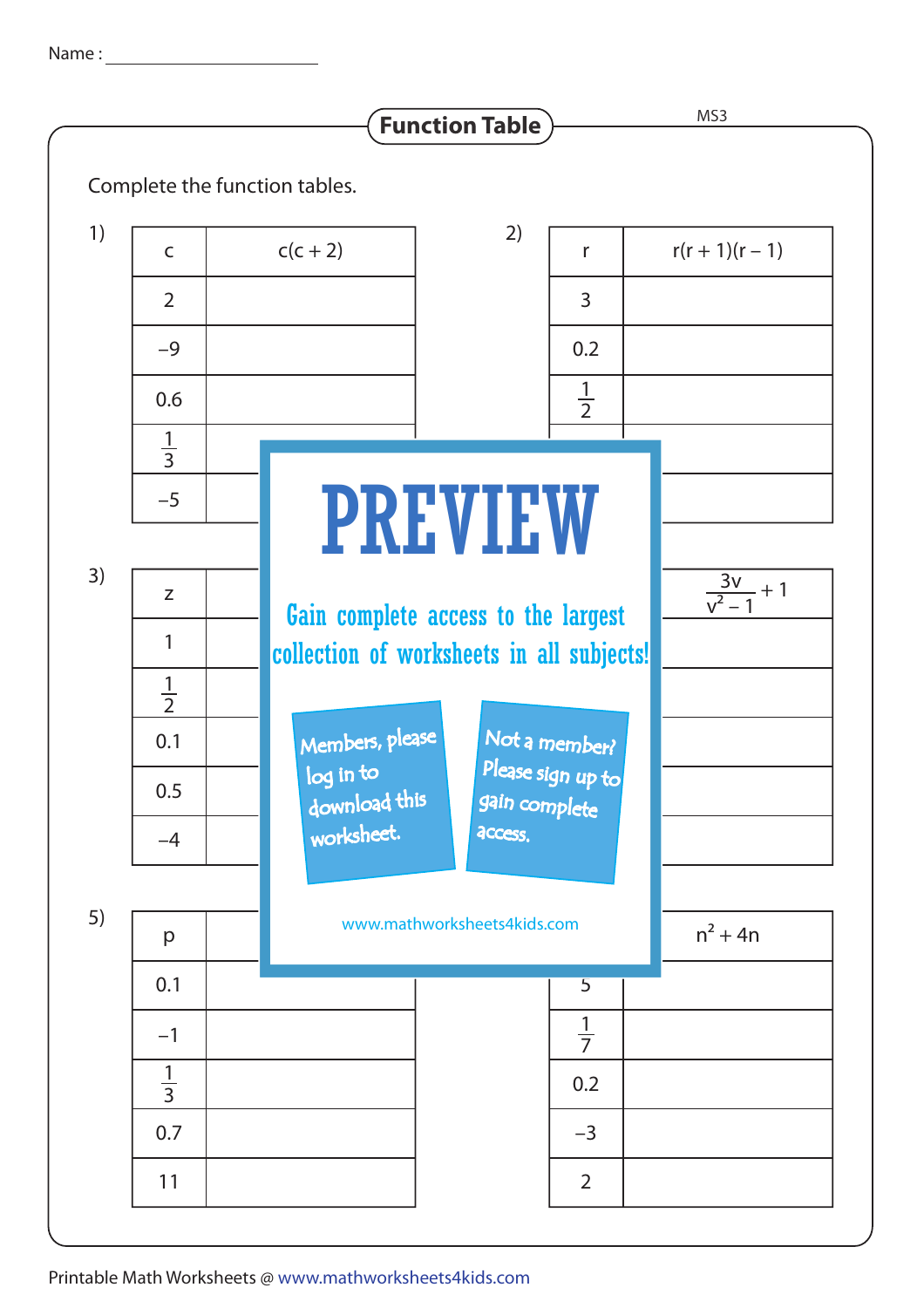Name : ______________________

# Function Table

MS3

Complete the function tables.

1)

| $c$ | $c(c + 2)$ |
|---|---|
| 2 | |
| −9 | |
| 0.6 | |
| $\frac{1}{3}$ | |
| −5 | |

2)

| $r$ | $r(r + 1)(r - 1)$ |
|---|---|
| 3 | |
| 0.2 | |
| $\frac{1}{2}$ | |
| | |
| | |

3)

| $z$ | |
|---|---|
| 1 | |
| $\frac{1}{2}$ | |
| 0.1 | |
| 0.5 | |
| −4 | |

4)

| | $\frac{3v}{v^2 - 1} + 1$ |
|---|---|
| | |
| | |
| | |
| | |
| | |

5)

| $p$ | |
|---|---|
| 0.1 | |
| −1 | |
| $\frac{1}{3}$ | |
| 0.7 | |
| 11 | |

6)

| | $n^2 + 4n$ |
|---|---|
| 5 | |
| $\frac{1}{7}$ | |
| 0.2 | |
| −3 | |
| 2 | |

PREVIEW

Gain complete access to the largest collection of worksheets in all subjects!

Members, please log in to download this worksheet.

Not a member? Please sign up to gain complete access.

www.mathworksheets4kids.com

Printable Math Worksheets @ www.mathworksheets4kids.com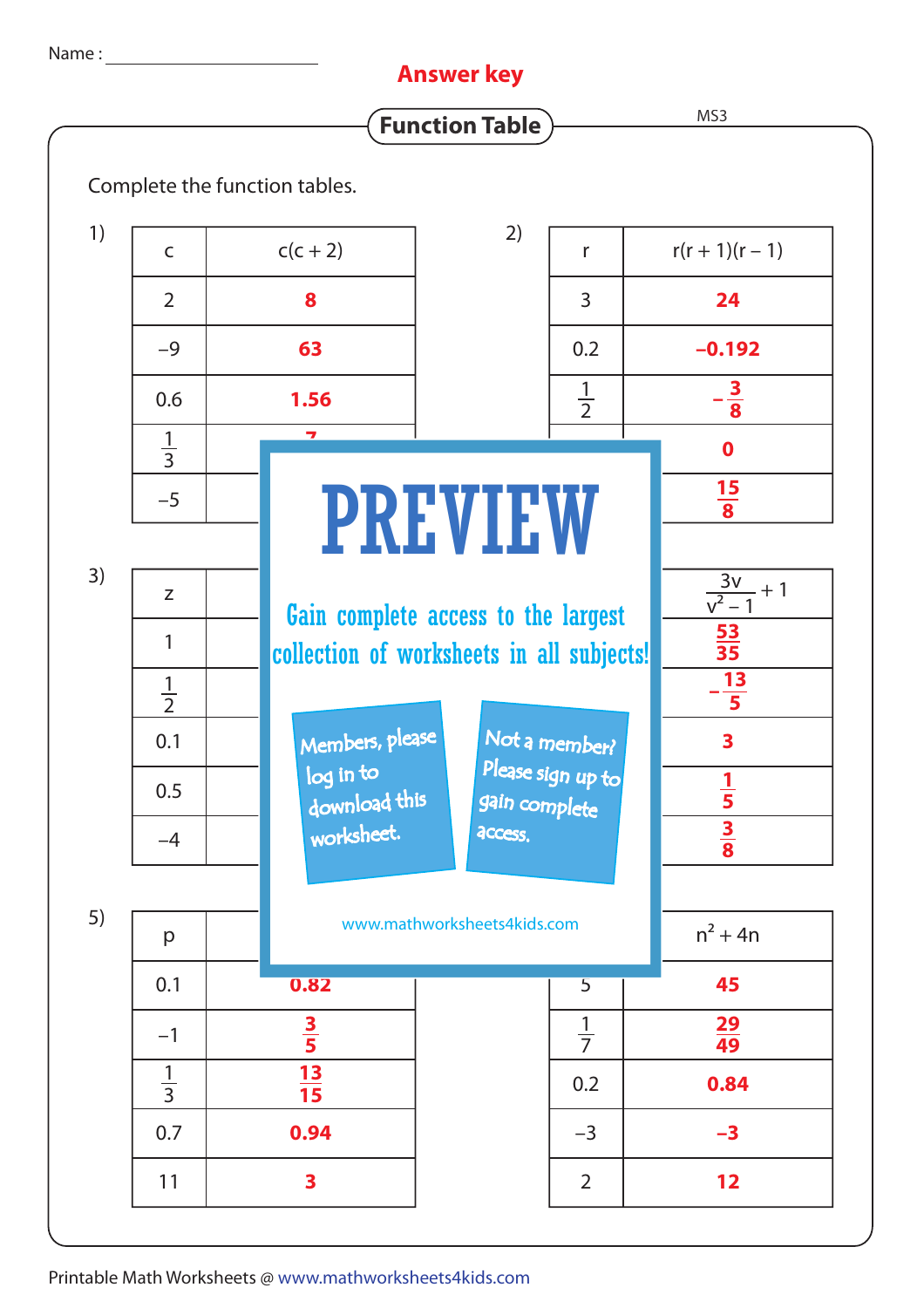Name : ______________________

**Answer key**

## Function Table

MS3

Complete the function tables.

1)

| c | $c(c + 2)$ |
|---|---|
| 2 | **8** |
| –9 | **63** |
| 0.6 | **1.56** |
| $\frac{1}{3}$ | **$\frac{7}{}$** |
| –5 | |

2)

| r | $r(r + 1)(r – 1)$ |
|---|---|
| 3 | **24** |
| 0.2 | **–0.192** |
| $\frac{1}{2}$ | **$-\frac{3}{8}$** |
| | **0** |
| | **$\frac{15}{8}$** |

3)

| z | |
|---|---|
| 1 | |
| $\frac{1}{2}$ | |
| 0.1 | |
| 0.5 | |
| –4 | |

4)

| | $\frac{3v}{v^2 – 1} + 1$ |
|---|---|
| | **$\frac{53}{35}$** |
| | **$-\frac{13}{5}$** |
| | **3** |
| | **$\frac{1}{5}$** |
| | **$\frac{3}{8}$** |

**PREVIEW**

Gain complete access to the largest collection of worksheets in all subjects!

Members, please log in to download this worksheet.

Not a member? Please sign up to gain complete access.

www.mathworksheets4kids.com

5)

| p | |
|---|---|
| 0.1 | **0.82** |
| –1 | **$\frac{3}{5}$** |
| $\frac{1}{3}$ | **$\frac{13}{15}$** |
| 0.7 | **0.94** |
| 11 | **3** |

6)

| n | $n^2 + 4n$ |
|---|---|
| 5 | **45** |
| $\frac{1}{7}$ | **$\frac{29}{49}$** |
| 0.2 | **0.84** |
| –3 | **–3** |
| 2 | **12** |

Printable Math Worksheets @ www.mathworksheets4kids.com